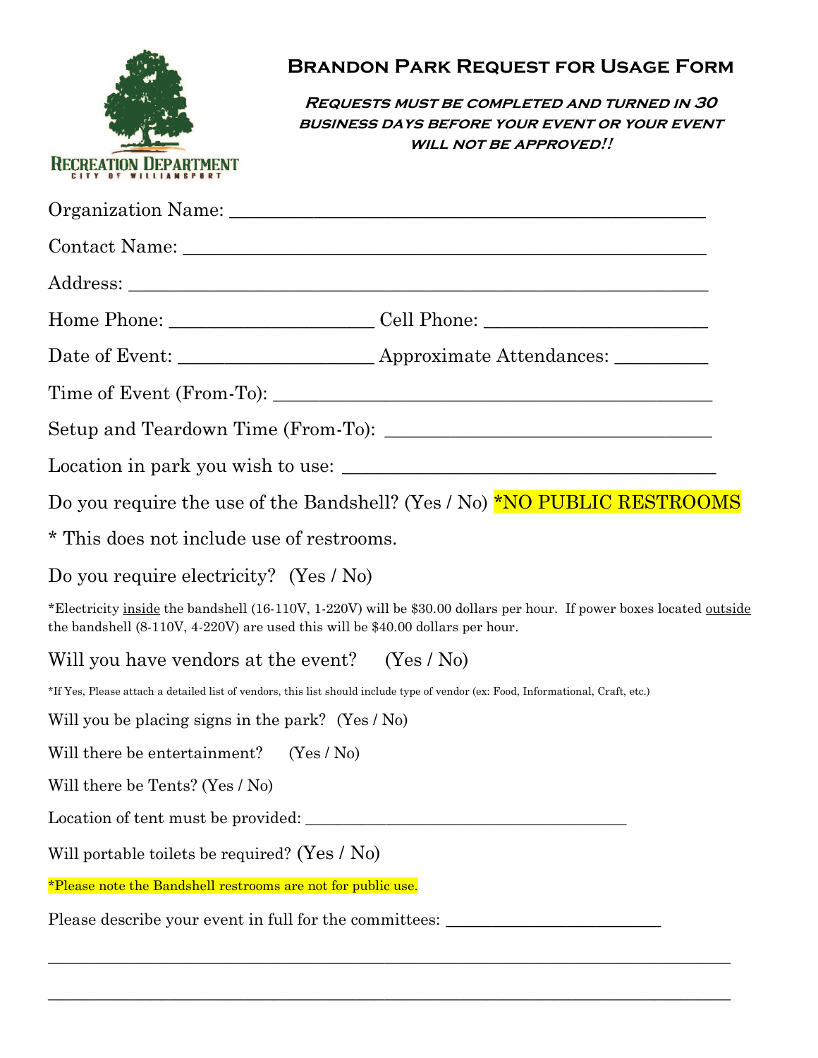RECREATION DEPARTMENT
CITY OF WILLIAMSPORT

# Brandon Park Request for Usage Form

***Requests must be completed and turned in 30 business days before your event or your event will not be approved!!***

Organization Name: ____________________________________________

Contact Name: ________________________________________________

Address: _____________________________________________________

Home Phone: ____________________ Cell Phone: ____________________

Date of Event: ___________________ Approximate Attendances: _________

Time of Event (From-To): ________________________________________

Setup and Teardown Time (From-To): ______________________________

Location in park you wish to use: __________________________________

Do you require the use of the Bandshell? (Yes / No) *NO PUBLIC RESTROOMS

* This does not include use of restrooms.

Do you require electricity? (Yes / No)

*Electricity inside the bandshell (16-110V, 1-220V) will be $30.00 dollars per hour. If power boxes located outside the bandshell (8-110V, 4-220V) are used this will be $40.00 dollars per hour.

Will you have vendors at the event? (Yes / No)

*If Yes, Please attach a detailed list of vendors, this list should include type of vendor (ex: Food, Informational, Craft, etc.)

Will you be placing signs in the park? (Yes / No)

Will there be entertainment? (Yes / No)

Will there be Tents? (Yes / No)

Location of tent must be provided: ______________________________

Will portable toilets be required? (Yes / No)

*Please note the Bandshell restrooms are not for public use.

Please describe your event in full for the committees: ____________________

______________________________________________________________

______________________________________________________________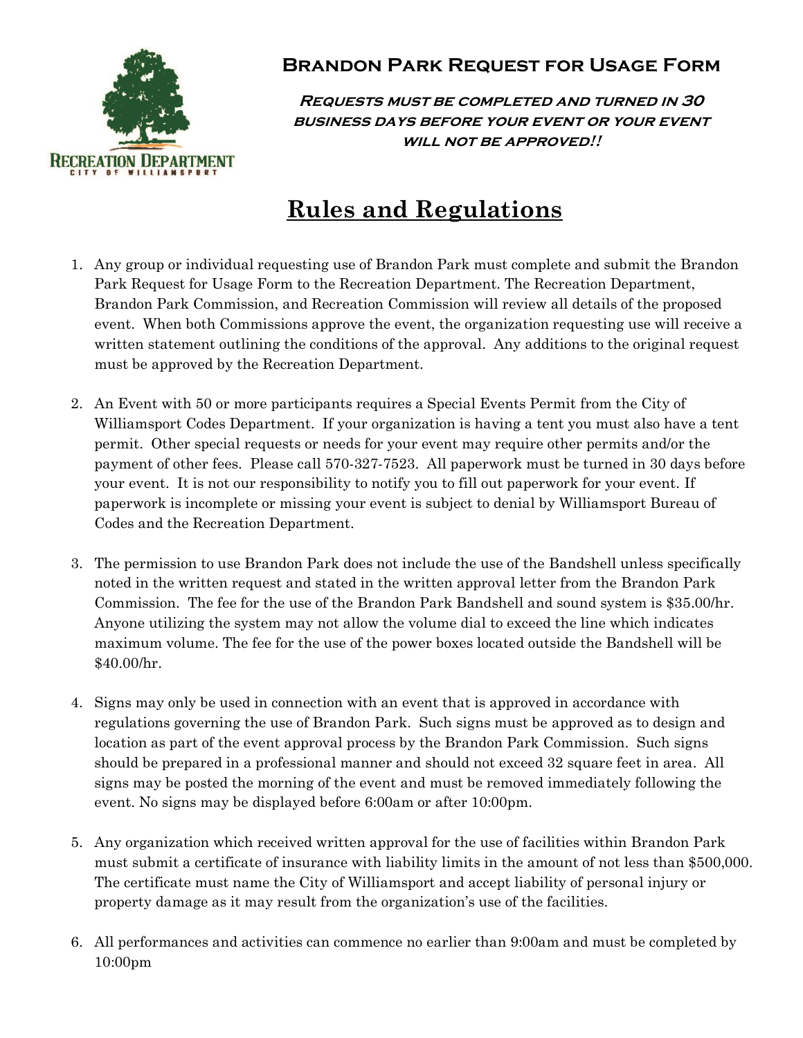# Brandon Park Request for Usage Form

***Requests must be completed and turned in 30 business days before your event or your event will not be approved!!***

## Rules and Regulations

1. Any group or individual requesting use of Brandon Park must complete and submit the Brandon Park Request for Usage Form to the Recreation Department. The Recreation Department, Brandon Park Commission, and Recreation Commission will review all details of the proposed event. When both Commissions approve the event, the organization requesting use will receive a written statement outlining the conditions of the approval. Any additions to the original request must be approved by the Recreation Department.

2. An Event with 50 or more participants requires a Special Events Permit from the City of Williamsport Codes Department. If your organization is having a tent you must also have a tent permit. Other special requests or needs for your event may require other permits and/or the payment of other fees. Please call 570-327-7523. All paperwork must be turned in 30 days before your event. It is not our responsibility to notify you to fill out paperwork for your event. If paperwork is incomplete or missing your event is subject to denial by Williamsport Bureau of Codes and the Recreation Department.

3. The permission to use Brandon Park does not include the use of the Bandshell unless specifically noted in the written request and stated in the written approval letter from the Brandon Park Commission. The fee for the use of the Brandon Park Bandshell and sound system is $35.00/hr. Anyone utilizing the system may not allow the volume dial to exceed the line which indicates maximum volume. The fee for the use of the power boxes located outside the Bandshell will be $40.00/hr.

4. Signs may only be used in connection with an event that is approved in accordance with regulations governing the use of Brandon Park. Such signs must be approved as to design and location as part of the event approval process by the Brandon Park Commission. Such signs should be prepared in a professional manner and should not exceed 32 square feet in area. All signs may be posted the morning of the event and must be removed immediately following the event. No signs may be displayed before 6:00am or after 10:00pm.

5. Any organization which received written approval for the use of facilities within Brandon Park must submit a certificate of insurance with liability limits in the amount of not less than $500,000. The certificate must name the City of Williamsport and accept liability of personal injury or property damage as it may result from the organization's use of the facilities.

6. All performances and activities can commence no earlier than 9:00am and must be completed by 10:00pm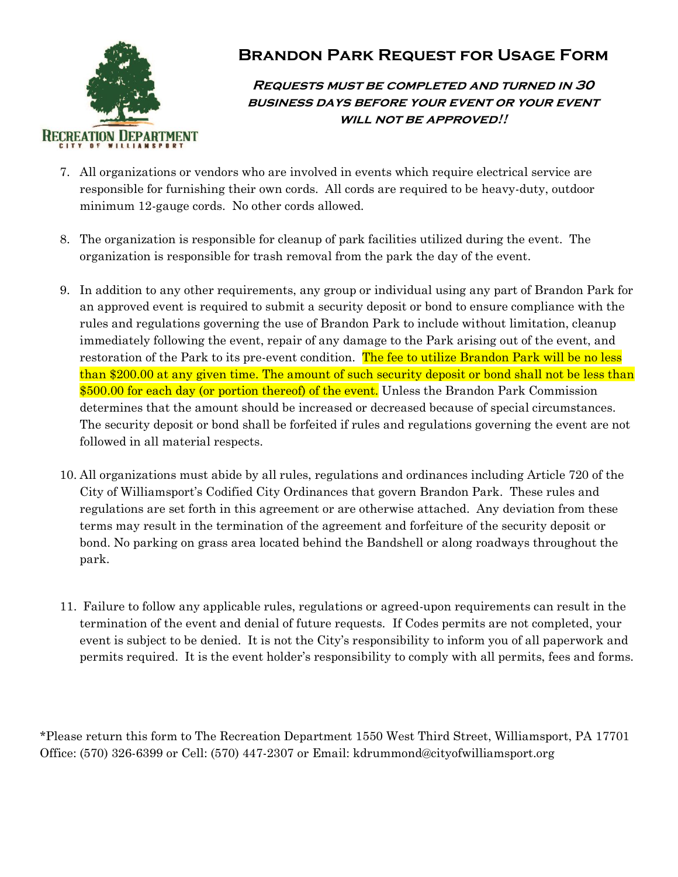# Brandon Park Request for Usage Form

***Requests must be completed and turned in 30 business days before your event or your event will not be approved!!***

7. All organizations or vendors who are involved in events which require electrical service are responsible for furnishing their own cords. All cords are required to be heavy-duty, outdoor minimum 12-gauge cords. No other cords allowed.

8. The organization is responsible for cleanup of park facilities utilized during the event. The organization is responsible for trash removal from the park the day of the event.

9. In addition to any other requirements, any group or individual using any part of Brandon Park for an approved event is required to submit a security deposit or bond to ensure compliance with the rules and regulations governing the use of Brandon Park to include without limitation, cleanup immediately following the event, repair of any damage to the Park arising out of the event, and restoration of the Park to its pre-event condition. The fee to utilize Brandon Park will be no less than $200.00 at any given time. The amount of such security deposit or bond shall not be less than $500.00 for each day (or portion thereof) of the event. Unless the Brandon Park Commission determines that the amount should be increased or decreased because of special circumstances. The security deposit or bond shall be forfeited if rules and regulations governing the event are not followed in all material respects.

10. All organizations must abide by all rules, regulations and ordinances including Article 720 of the City of Williamsport's Codified City Ordinances that govern Brandon Park. These rules and regulations are set forth in this agreement or are otherwise attached. Any deviation from these terms may result in the termination of the agreement and forfeiture of the security deposit or bond. No parking on grass area located behind the Bandshell or along roadways throughout the park.

11. Failure to follow any applicable rules, regulations or agreed-upon requirements can result in the termination of the event and denial of future requests. If Codes permits are not completed, your event is subject to be denied. It is not the City's responsibility to inform you of all paperwork and permits required. It is the event holder's responsibility to comply with all permits, fees and forms.

*Please return this form to The Recreation Department 1550 West Third Street, Williamsport, PA 17701 Office: (570) 326-6399 or Cell: (570) 447-2307 or Email: kdrummond@cityofwilliamsport.org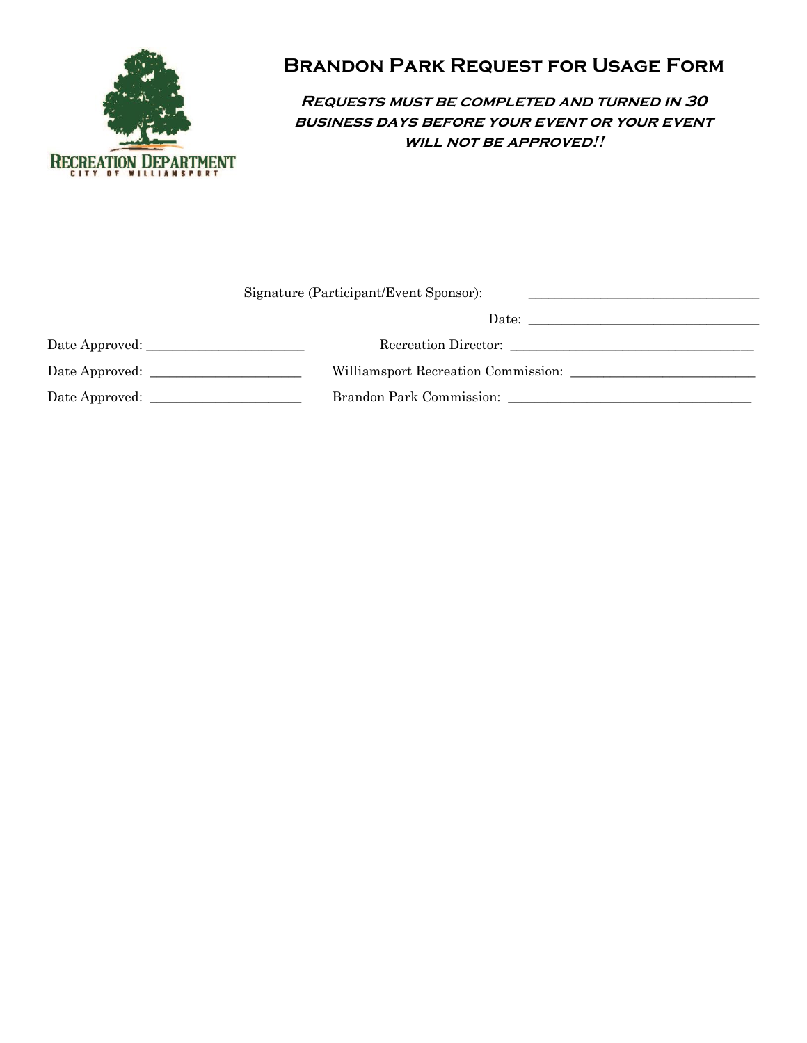# Brandon Park Request for Usage Form

***Requests must be completed and turned in 30 business days before your event or your event will not be approved!!***

Signature (Participant/Event Sponsor): ___________________________________

Date: ___________________________________

Date Approved: _________________________ Recreation Director: _____________________________________

Date Approved: _______________________ Williamsport Recreation Commission: ___________________________

Date Approved: _______________________ Brandon Park Commission: _____________________________________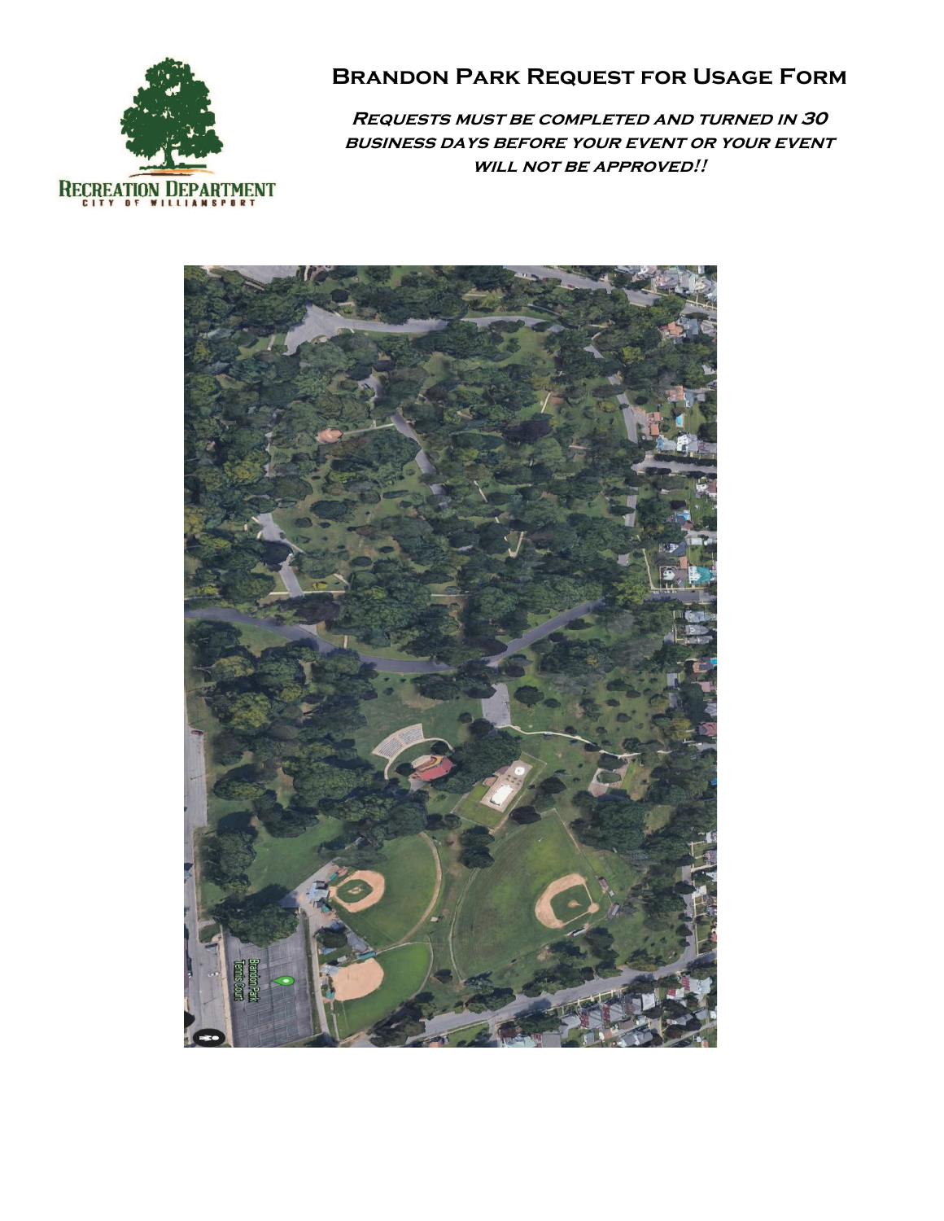# Brandon Park Request for Usage Form

***Requests must be completed and turned in 30 business days before your event or your event will not be approved!!***